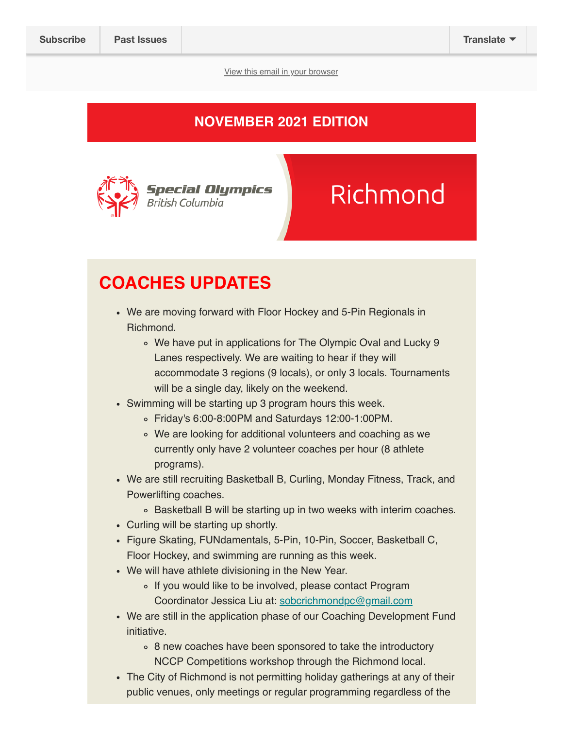Subscribe | Past Issues | Translate

View this email in your browser

## NOVEMBER 2021 EDITION

Special Olympics British Columbia — Richmond

# COACHES UPDATES

- We are moving forward with Floor Hockey and 5-Pin Regionals in Richmond.
  - We have put in applications for The Olympic Oval and Lucky 9 Lanes respectively. We are waiting to hear if they will accommodate 3 regions (9 locals), or only 3 locals. Tournaments will be a single day, likely on the weekend.
- Swimming will be starting up 3 program hours this week.
  - Friday's 6:00-8:00PM and Saturdays 12:00-1:00PM.
  - We are looking for additional volunteers and coaching as we currently only have 2 volunteer coaches per hour (8 athlete programs).
- We are still recruiting Basketball B, Curling, Monday Fitness, Track, and Powerlifting coaches.
  - Basketball B will be starting up in two weeks with interim coaches.
- Curling will be starting up shortly.
- Figure Skating, FUNdamentals, 5-Pin, 10-Pin, Soccer, Basketball C, Floor Hockey, and swimming are running as this week.
- We will have athlete divisioning in the New Year.
  - If you would like to be involved, please contact Program Coordinator Jessica Liu at: sobcrichmondpc@gmail.com
- We are still in the application phase of our Coaching Development Fund initiative.
  - 8 new coaches have been sponsored to take the introductory NCCP Competitions workshop through the Richmond local.
- The City of Richmond is not permitting holiday gatherings at any of their public venues, only meetings or regular programming regardless of the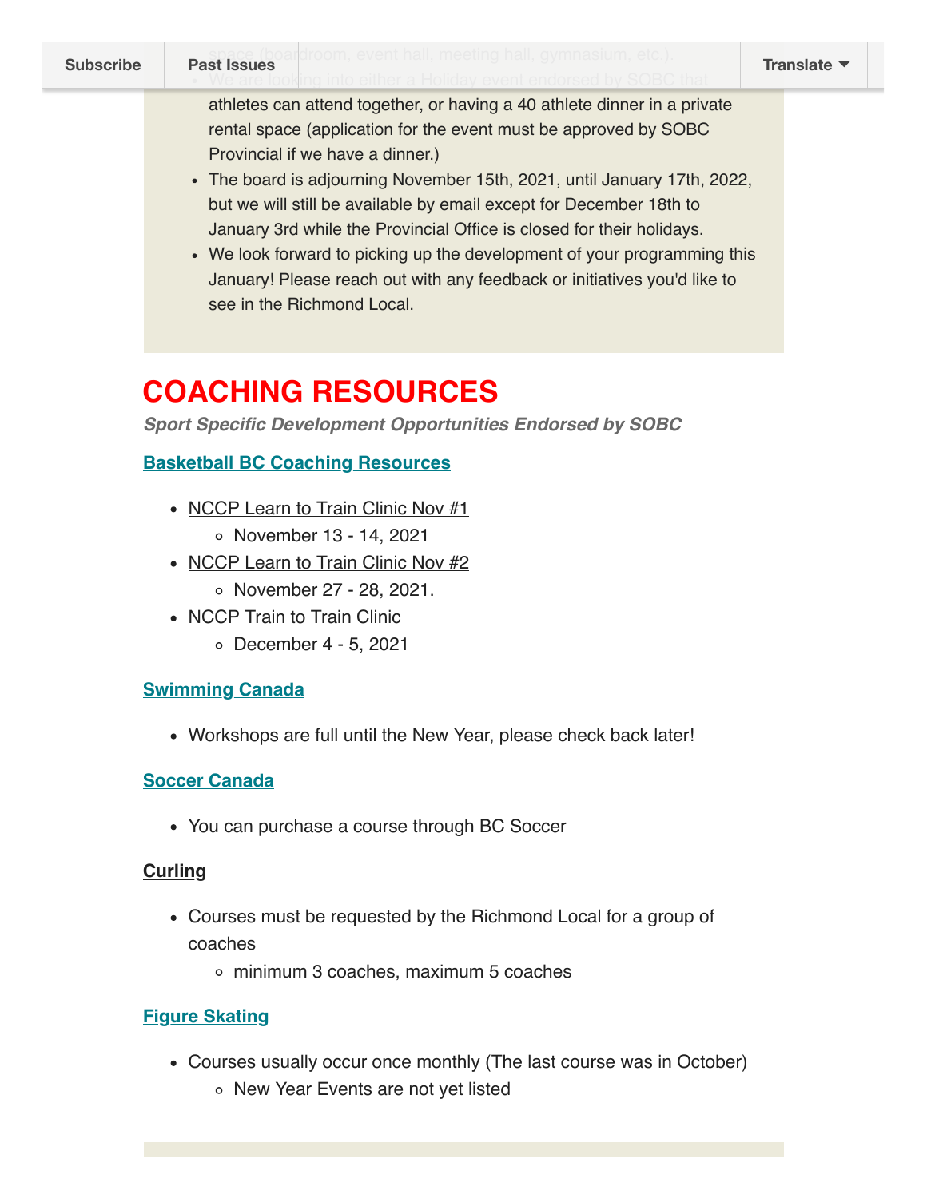space (boardroom, event hall, meeting hall, gymnasium, etc.).

- We are looking into either a Holiday event endorsed by SOBC that athletes can attend together, or having a 40 athlete dinner in a private rental space (application for the event must be approved by SOBC Provincial if we have a dinner.)
- The board is adjourning November 15th, 2021, until January 17th, 2022, but we will still be available by email except for December 18th to January 3rd while the Provincial Office is closed for their holidays.
- We look forward to picking up the development of your programming this January! Please reach out with any feedback or initiatives you'd like to see in the Richmond Local.

# COACHING RESOURCES

***Sport Specific Development Opportunities Endorsed by SOBC***

**Basketball BC Coaching Resources**

- NCCP Learn to Train Clinic Nov #1
  - November 13 - 14, 2021
- NCCP Learn to Train Clinic Nov #2
  - November 27 - 28, 2021.
- NCCP Train to Train Clinic
  - December 4 - 5, 2021

**Swimming Canada**

- Workshops are full until the New Year, please check back later!

**Soccer Canada**

- You can purchase a course through BC Soccer

**Curling**

- Courses must be requested by the Richmond Local for a group of coaches
  - minimum 3 coaches, maximum 5 coaches

**Figure Skating**

- Courses usually occur once monthly (The last course was in October)
  - New Year Events are not yet listed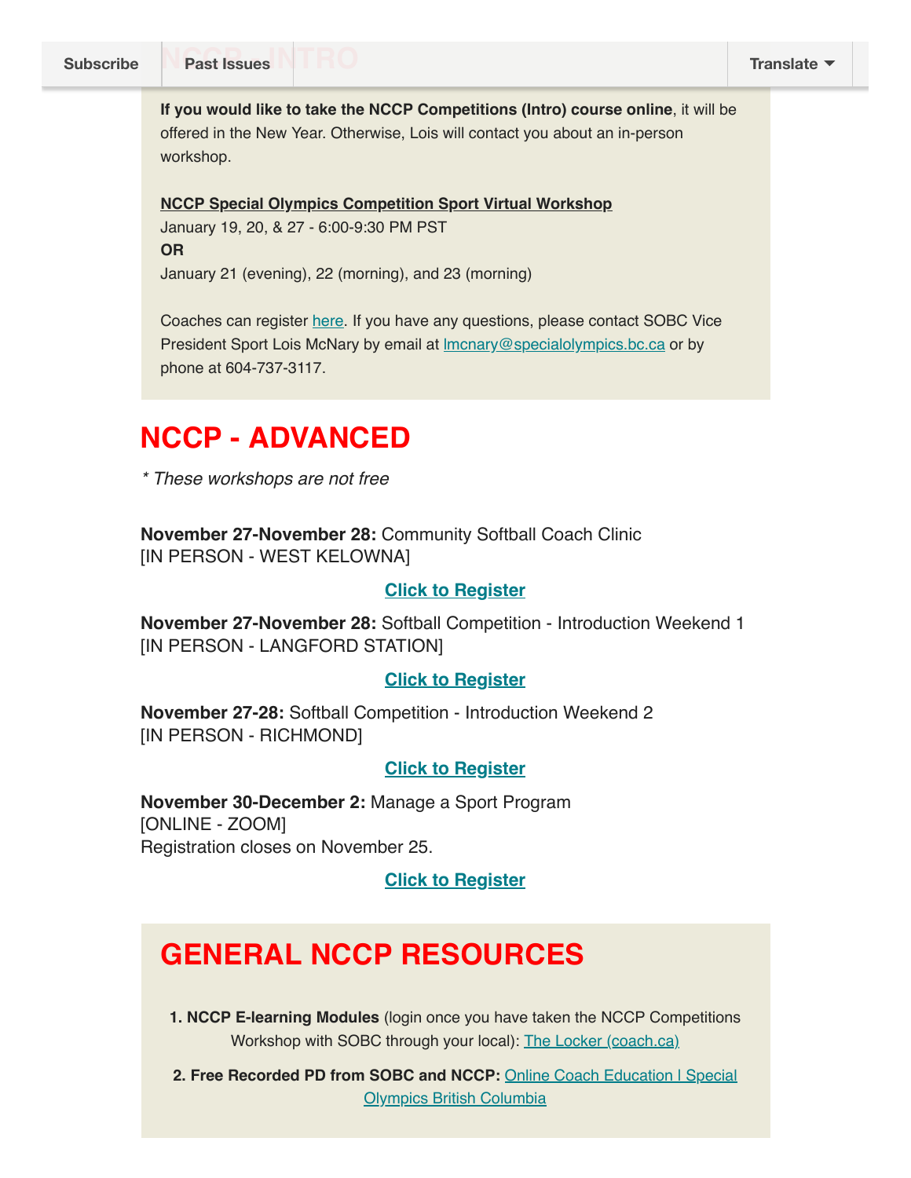**If you would like to take the NCCP Competitions (Intro) course online**, it will be offered in the New Year. Otherwise, Lois will contact you about an in-person workshop.

**NCCP Special Olympics Competition Sport Virtual Workshop**
January 19, 20, & 27 - 6:00-9:30 PM PST
**OR**
January 21 (evening), 22 (morning), and 23 (morning)

Coaches can register here. If you have any questions, please contact SOBC Vice President Sport Lois McNary by email at lmcnary@specialolympics.bc.ca or by phone at 604-737-3117.

# NCCP - ADVANCED

*\* These workshops are not free*

**November 27-November 28:** Community Softball Coach Clinic
[IN PERSON - WEST KELOWNA]

**Click to Register**

**November 27-November 28:** Softball Competition - Introduction Weekend 1
[IN PERSON - LANGFORD STATION]

**Click to Register**

**November 27-28:** Softball Competition - Introduction Weekend 2
[IN PERSON - RICHMOND]

**Click to Register**

**November 30-December 2:** Manage a Sport Program
[ONLINE - ZOOM]
Registration closes on November 25.

**Click to Register**

# GENERAL NCCP RESOURCES

1. **NCCP E-learning Modules** (login once you have taken the NCCP Competitions Workshop with SOBC through your local): The Locker (coach.ca)
2. **Free Recorded PD from SOBC and NCCP:** Online Coach Education | Special Olympics British Columbia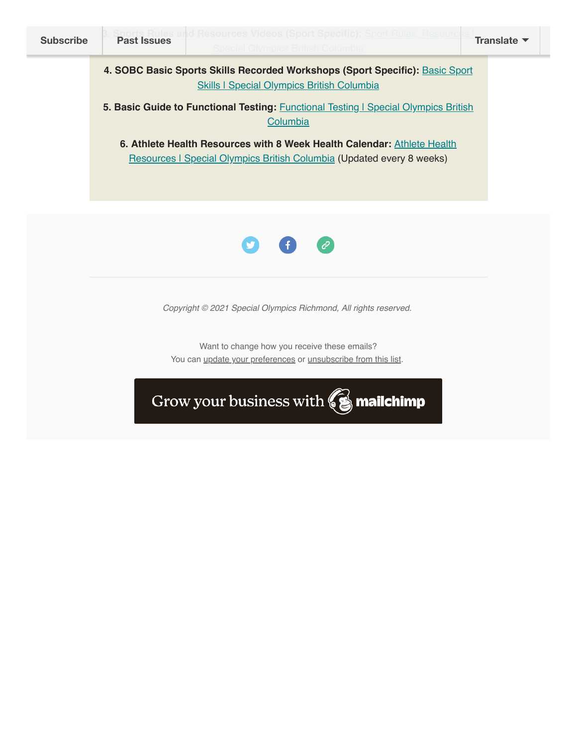3. **Sports Rules and Resources Videos (Sport Specific):** Sport Rules, Resources | Special Olympics British Columbia

4. **SOBC Basic Sports Skills Recorded Workshops (Sport Specific):** Basic Sport Skills | Special Olympics British Columbia

5. **Basic Guide to Functional Testing:** Functional Testing | Special Olympics British Columbia

6. **Athlete Health Resources with 8 Week Health Calendar:** Athlete Health Resources | Special Olympics British Columbia (Updated every 8 weeks)

*Copyright © 2021 Special Olympics Richmond, All rights reserved.*

Want to change how you receive these emails?
You can update your preferences or unsubscribe from this list.

Grow your business with mailchimp